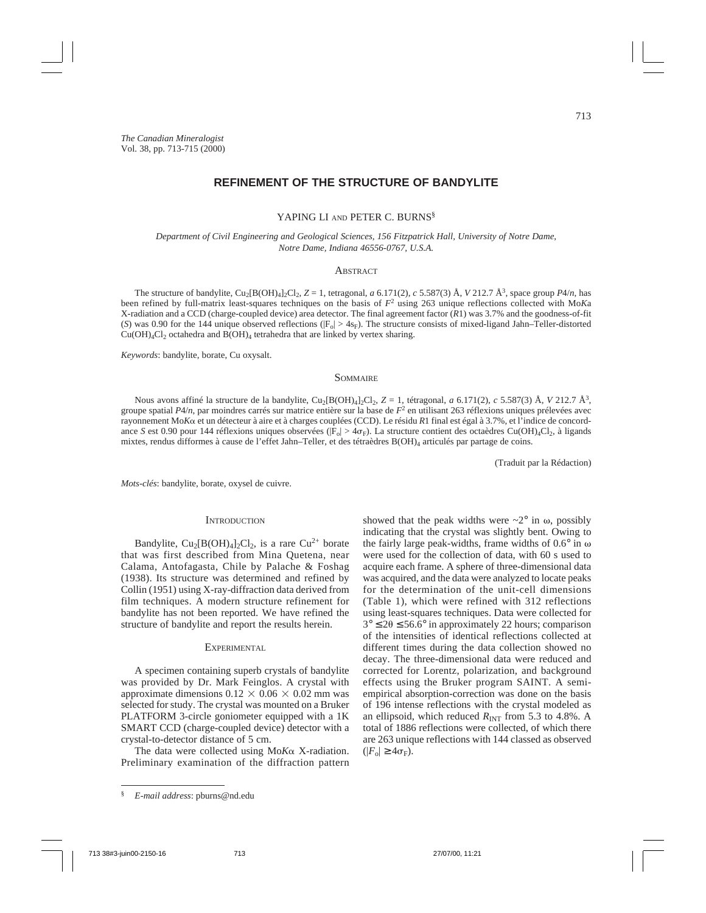*The Canadian Mineralogist*
Vol. 38, pp. 713-715 (2000)

# REFINEMENT OF THE STRUCTURE OF BANDYLITE

YAPING LI AND PETER C. BURNS[§]

*Department of Civil Engineering and Geological Sciences, 156 Fitzpatrick Hall, University of Notre Dame, Notre Dame, Indiana 46556-0767, U.S.A.*

## Abstract

The structure of bandylite, $Cu_2[B(OH)_4]_2Cl_2$, $Z = 1$, tetragonal, *a* 6.171(2), *c* 5.587(3) Å, *V* 212.7 Å$^3$, space group *P*4/*n*, has been refined by full-matrix least-squares techniques on the basis of $F^2$ using 263 unique reflections collected with Mo*K*a X-radiation and a CCD (charge-coupled device) area detector. The final agreement factor (*R*1) was 3.7% and the goodness-of-fit (*S*) was 0.90 for the 144 unique observed reflections ($|F_o| > 4s_F$). The structure consists of mixed-ligand Jahn–Teller-distorted $Cu(OH)_4Cl_2$ octahedra and $B(OH)_4$ tetrahedra that are linked by vertex sharing.

*Keywords*: bandylite, borate, Cu oxysalt.

## Sommaire

Nous avons affiné la structure de la bandylite, $Cu_2[B(OH)_4]_2Cl_2$, $Z = 1$, tétragonal, *a* 6.171(2), *c* 5.587(3) Å, *V* 212.7 Å$^3$, groupe spatial *P*4/*n*, par moindres carrés sur matrice entière sur la base de $F^2$ en utilisant 263 réflexions uniques prélevées avec rayonnement Mo*K*α et un détecteur à aire et à charges couplées (CCD). Le résidu *R*1 final est égal à 3.7%, et l'indice de concordance *S* est 0.90 pour 144 réflexions uniques observées ($|F_o| > 4\sigma_F$). La structure contient des octaèdres $Cu(OH)_4Cl_2$, à ligands mixtes, rendus difformes à cause de l'effet Jahn–Teller, et des tétraèdres $B(OH)_4$ articulés par partage de coins.

(Traduit par la Rédaction)

*Mots-clés*: bandylite, borate, oxysel de cuivre.

## Introduction

Bandylite, $Cu_2[B(OH)_4]_2Cl_2$, is a rare $Cu^{2+}$ borate that was first described from Mina Quetena, near Calama, Antofagasta, Chile by Palache & Foshag (1938). Its structure was determined and refined by Collin (1951) using X-ray-diffraction data derived from film techniques. A modern structure refinement for bandylite has not been reported. We have refined the structure of bandylite and report the results herein.

## Experimental

A specimen containing superb crystals of bandylite was provided by Dr. Mark Feinglos. A crystal with approximate dimensions 0.12 × 0.06 × 0.02 mm was selected for study. The crystal was mounted on a Bruker PLATFORM 3-circle goniometer equipped with a 1K SMART CCD (charge-coupled device) detector with a crystal-to-detector distance of 5 cm.

The data were collected using Mo*K*α X-radiation. Preliminary examination of the diffraction pattern showed that the peak widths were ~2° in ω, possibly indicating that the crystal was slightly bent. Owing to the fairly large peak-widths, frame widths of 0.6° in ω were used for the collection of data, with 60 s used to acquire each frame. A sphere of three-dimensional data was acquired, and the data were analyzed to locate peaks for the determination of the unit-cell dimensions (Table 1), which were refined with 312 reflections using least-squares techniques. Data were collected for $3° \leq 2\theta \leq 56.6°$ in approximately 22 hours; comparison of the intensities of identical reflections collected at different times during the data collection showed no decay. The three-dimensional data were reduced and corrected for Lorentz, polarization, and background effects using the Bruker program SAINT. A semi-empirical absorption-correction was done on the basis of 196 intense reflections with the crystal modeled as an ellipsoid, which reduced $R_{INT}$ from 5.3 to 4.8%. A total of 1886 reflections were collected, of which there are 263 unique reflections with 144 classed as observed ($|F_o| \geq 4\sigma_F$).

[§] *E-mail address*: pburns@nd.edu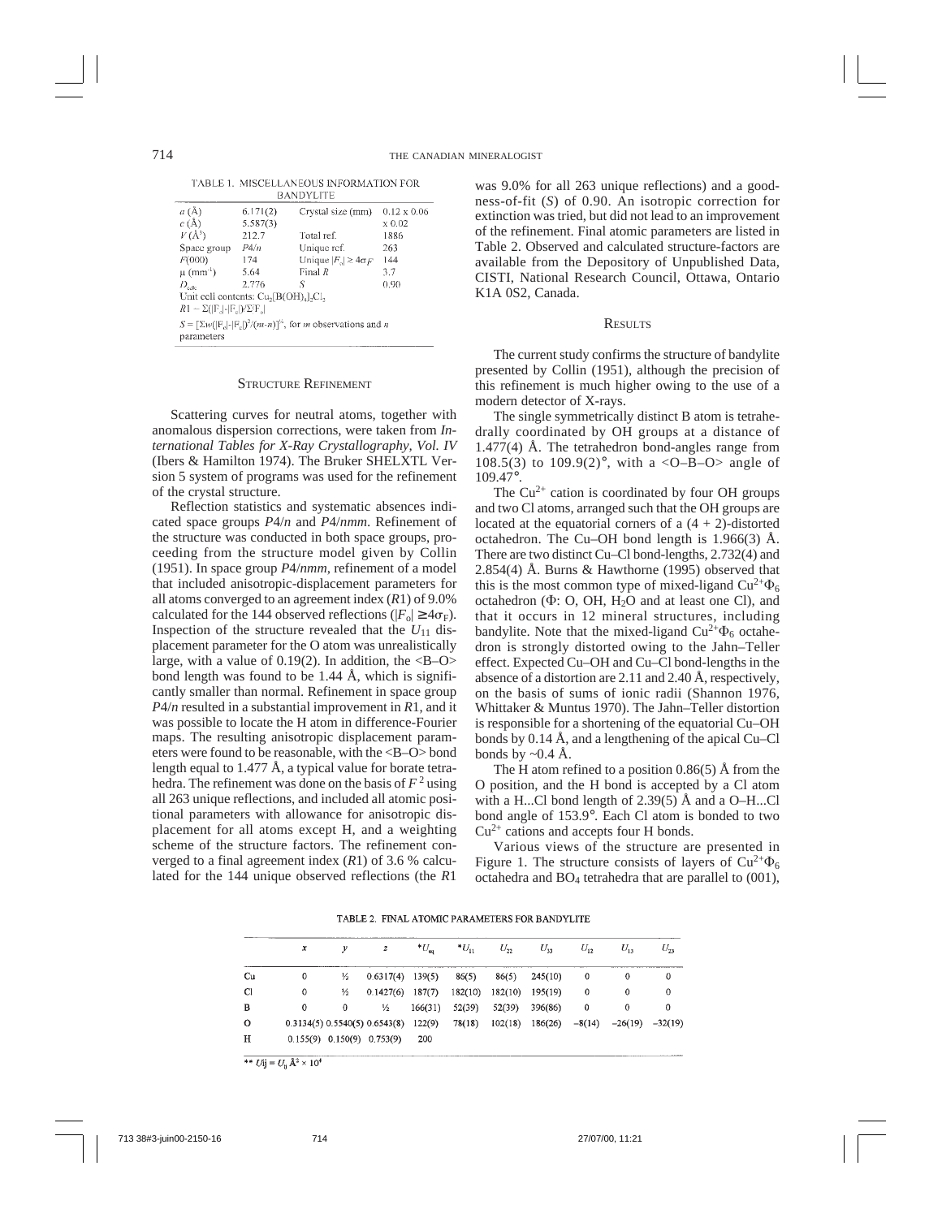TABLE 1. MISCELLANEOUS INFORMATION FOR BANDYLITE

| | | | |
|---|---|---|---|
| $a$ (Å) | 6.171(2) | Crystal size (mm) | 0.12 x 0.06 |
| $c$ (Å) | 5.587(3) | | x 0.02 |
| $V$ (Å$^3$) | 212.7 | Total ref. | 1886 |
| Space group | $P4/n$ | Unique ref. | 263 |
| $F$(000) | 174 | Unique $\|F_o\| \geq 4\sigma_F$ | 144 |
| $\mu$ (mm$^{-1}$) | 5.64 | Final $R$ | 3.7 |
| $D_{calc}$ | 2.776 | $S$ | 0.90 |

Unit cell contents: $Cu_2[B(OH)_4]_2Cl_2$

$R1 = \Sigma(|F_o|-|F_c|)/\Sigma F_o|$

$S = [\Sigma w(|F_o|-|F_c|)^2/(m-n)]^{½}$, for $m$ observations and $n$ parameters

## Structure Refinement

Scattering curves for neutral atoms, together with anomalous dispersion corrections, were taken from *International Tables for X-Ray Crystallography, Vol. IV* (Ibers & Hamilton 1974). The Bruker SHELXTL Version 5 system of programs was used for the refinement of the crystal structure.

Reflection statistics and systematic absences indicated space groups $P4/n$ and $P4/nmm$. Refinement of the structure was conducted in both space groups, proceeding from the structure model given by Collin (1951). In space group $P4/nmm$, refinement of a model that included anisotropic-displacement parameters for all atoms converged to an agreement index ($R1$) of 9.0% calculated for the 144 observed reflections ($|F_o| \geq 4\sigma_F$). Inspection of the structure revealed that the $U_{11}$ displacement parameter for the O atom was unrealistically large, with a value of 0.19(2). In addition, the <B–O> bond length was found to be 1.44 Å, which is significantly smaller than normal. Refinement in space group $P4/n$ resulted in a substantial improvement in $R1$, and it was possible to locate the H atom in difference-Fourier maps. The resulting anisotropic displacement parameters were found to be reasonable, with the <B–O> bond length equal to 1.477 Å, a typical value for borate tetrahedra. The refinement was done on the basis of $F^2$ using all 263 unique reflections, and included all atomic positional parameters with allowance for anisotropic displacement for all atoms except H, and a weighting scheme of the structure factors. The refinement converged to a final agreement index ($R1$) of 3.6 % calculated for the 144 unique observed reflections (the $R1$ was 9.0% for all 263 unique reflections) and a goodness-of-fit ($S$) of 0.90. An isotropic correction for extinction was tried, but did not lead to an improvement of the refinement. Final atomic parameters are listed in Table 2. Observed and calculated structure-factors are available from the Depository of Unpublished Data, CISTI, National Research Council, Ottawa, Ontario K1A 0S2, Canada.

## Results

The current study confirms the structure of bandylite presented by Collin (1951), although the precision of this refinement is much higher owing to the use of a modern detector of X-rays.

The single symmetrically distinct B atom is tetrahedrally coordinated by OH groups at a distance of 1.477(4) Å. The tetrahedron bond-angles range from 108.5(3) to 109.9(2)°, with a <O–B–O> angle of 109.47°.

The $Cu^{2+}$ cation is coordinated by four OH groups and two Cl atoms, arranged such that the OH groups are located at the equatorial corners of a (4 + 2)-distorted octahedron. The Cu–OH bond length is 1.966(3) Å. There are two distinct Cu–Cl bond-lengths, 2.732(4) and 2.854(4) Å. Burns & Hawthorne (1995) observed that this is the most common type of mixed-ligand $Cu^{2+}\Phi_6$ octahedron ($\Phi$: O, OH, $H_2O$ and at least one Cl), and that it occurs in 12 mineral structures, including bandylite. Note that the mixed-ligand $Cu^{2+}\Phi_6$ octahedron is strongly distorted owing to the Jahn–Teller effect. Expected Cu–OH and Cu–Cl bond-lengths in the absence of a distortion are 2.11 and 2.40 Å, respectively, on the basis of sums of ionic radii (Shannon 1976, Whittaker & Muntus 1970). The Jahn–Teller distortion is responsible for a shortening of the equatorial Cu–OH bonds by 0.14 Å, and a lengthening of the apical Cu–Cl bonds by ~0.4 Å.

The H atom refined to a position 0.86(5) Å from the O position, and the H bond is accepted by a Cl atom with a H...Cl bond length of 2.39(5) Å and a O–H...Cl bond angle of 153.9°. Each Cl atom is bonded to two $Cu^{2+}$ cations and accepts four H bonds.

Various views of the structure are presented in Figure 1. The structure consists of layers of $Cu^{2+}\Phi_6$ octahedra and $BO_4$ tetrahedra that are parallel to (001),

TABLE 2. FINAL ATOMIC PARAMETERS FOR BANDYLITE

| | $x$ | $y$ | $z$ | $^*U_{eq}$ | $^*U_{11}$ | $U_{22}$ | $U_{33}$ | $U_{12}$ | $U_{13}$ | $U_{23}$ |
|---|---|---|---|---|---|---|---|---|---|---|
| Cu | 0 | ½ | 0.6317(4) | 139(5) | 86(5) | 86(5) | 245(10) | 0 | 0 | 0 |
| Cl | 0 | ½ | 0.1427(6) | 187(7) | 182(10) | 182(10) | 195(19) | 0 | 0 | 0 |
| B | 0 | 0 | ½ | 166(31) | 52(39) | 52(39) | 396(86) | 0 | 0 | 0 |
| O | 0.3134(5) | 0.5540(5) | 0.6543(8) | 122(9) | 78(18) | 102(18) | 186(26) | −8(14) | −26(19) | −32(19) |
| H | 0.155(9) | 0.150(9) | 0.753(9) | 200 | | | | | | |

** $Uij = U_{ij}$ Å$^2$ × 10$^4$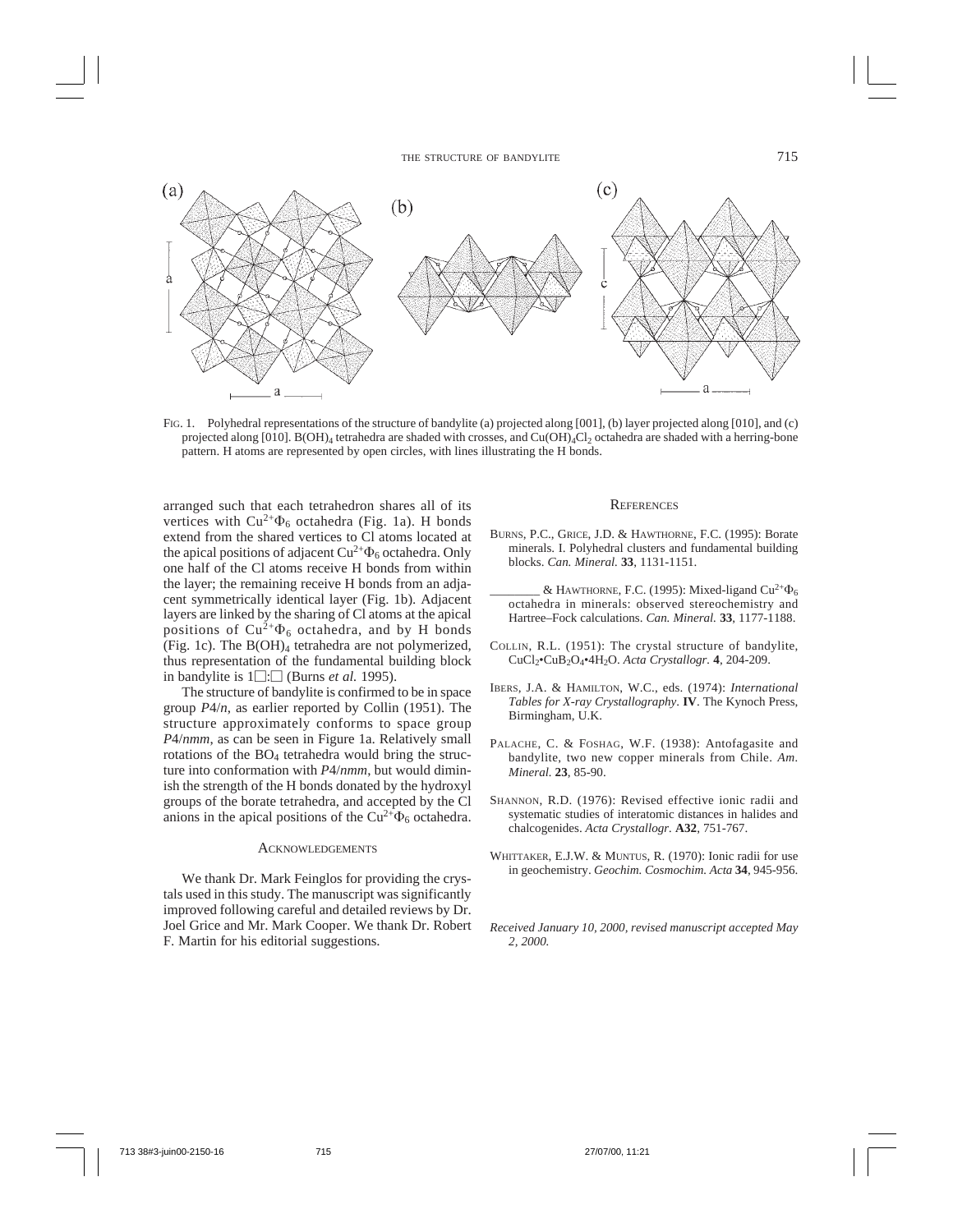(a)

a

a

(b)

(c)

c

a

FIG. 1. Polyhedral representations of the structure of bandylite (a) projected along [001], (b) layer projected along [010], and (c) projected along [010]. $B(OH)_4$ tetrahedra are shaded with crosses, and $Cu(OH)_4Cl_2$ octahedra are shaded with a herring-bone pattern. H atoms are represented by open circles, with lines illustrating the H bonds.

arranged such that each tetrahedron shares all of its vertices with $Cu^{2+}\Phi_6$ octahedra (Fig. 1a). H bonds extend from the shared vertices to Cl atoms located at the apical positions of adjacent $Cu^{2+}\Phi_6$ octahedra. Only one half of the Cl atoms receive H bonds from within the layer; the remaining receive H bonds from an adjacent symmetrically identical layer (Fig. 1b). Adjacent layers are linked by the sharing of Cl atoms at the apical positions of $Cu^{2+}\Phi_6$ octahedra, and by H bonds (Fig. 1c). The $B(OH)_4$ tetrahedra are not polymerized, thus representation of the fundamental building block in bandylite is 1□:□ (Burns *et al.* 1995).

The structure of bandylite is confirmed to be in space group *P*4/*n*, as earlier reported by Collin (1951). The structure approximately conforms to space group *P*4/*nmm*, as can be seen in Figure 1a. Relatively small rotations of the $BO_4$ tetrahedra would bring the structure into conformation with *P*4/*nmm*, but would diminish the strength of the H bonds donated by the hydroxyl groups of the borate tetrahedra, and accepted by the Cl anions in the apical positions of the $Cu^{2+}\Phi_6$ octahedra.

## ACKNOWLEDGEMENTS

We thank Dr. Mark Feinglos for providing the crystals used in this study. The manuscript was significantly improved following careful and detailed reviews by Dr. Joel Grice and Mr. Mark Cooper. We thank Dr. Robert F. Martin for his editorial suggestions.

## REFERENCES

BURNS, P.C., GRICE, J.D. & HAWTHORNE, F.C. (1995): Borate minerals. I. Polyhedral clusters and fundamental building blocks. *Can. Mineral.* **33**, 1131-1151.

________ & HAWTHORNE, F.C. (1995): Mixed-ligand $Cu^{2+}\Phi_6$ octahedra in minerals: observed stereochemistry and Hartree–Fock calculations. *Can. Mineral.* **33**, 1177-1188.

COLLIN, R.L. (1951): The crystal structure of bandylite, $CuCl_2$•$CuB_2O_4$•$4H_2O$. *Acta Crystallogr.* **4**, 204-209.

IBERS, J.A. & HAMILTON, W.C., eds. (1974): *International Tables for X-ray Crystallography*. **IV**. The Kynoch Press, Birmingham, U.K.

PALACHE, C. & FOSHAG, W.F. (1938): Antofagasite and bandylite, two new copper minerals from Chile. *Am. Mineral.* **23**, 85-90.

SHANNON, R.D. (1976): Revised effective ionic radii and systematic studies of interatomic distances in halides and chalcogenides. *Acta Crystallogr.* **A32**, 751-767.

WHITTAKER, E.J.W. & MUNTUS, R. (1970): Ionic radii for use in geochemistry. *Geochim. Cosmochim. Acta* **34**, 945-956.

*Received January 10, 2000, revised manuscript accepted May 2, 2000.*